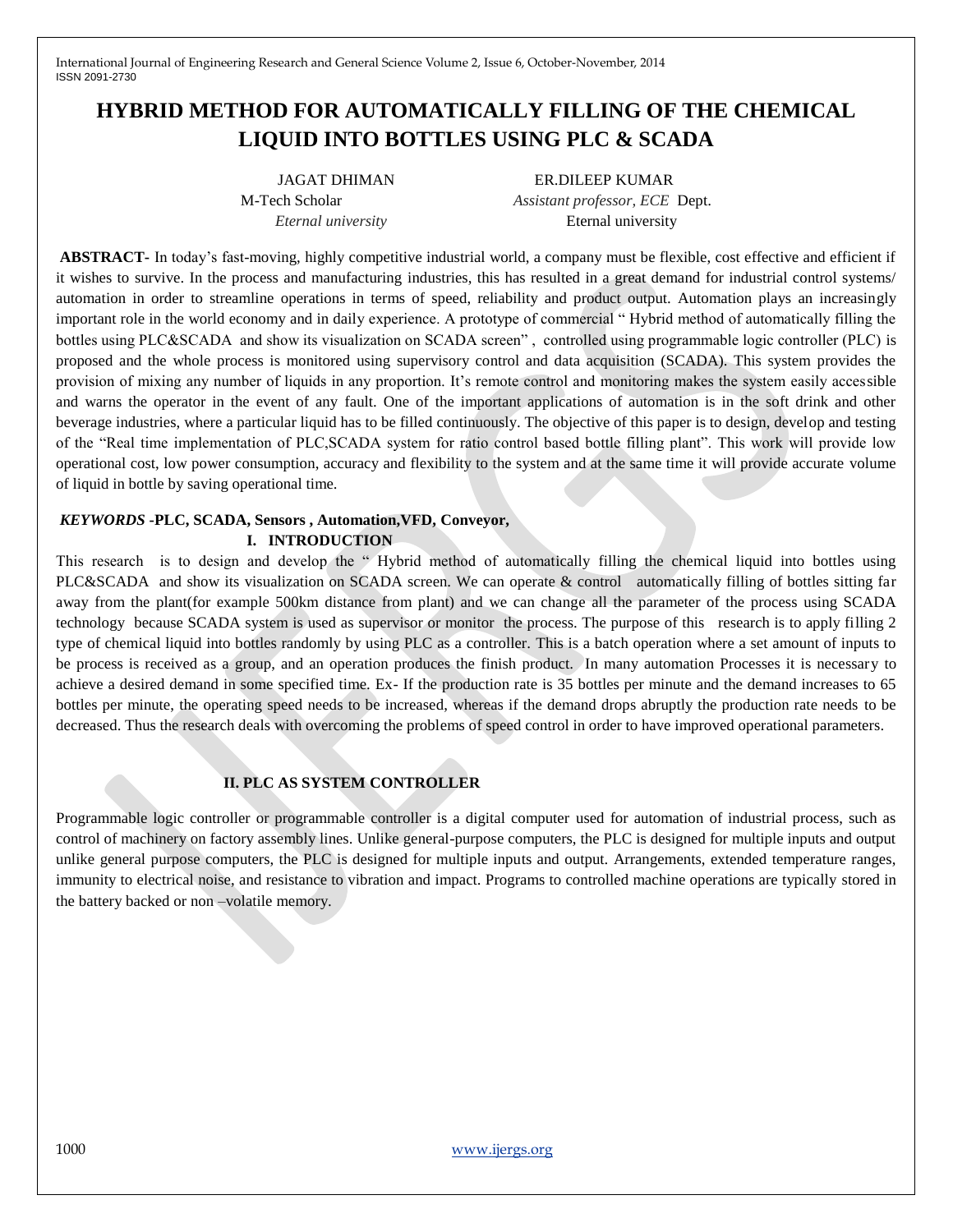# HYBRID METHOD FOR AUTOMATICALLY FILLING OF THE CHEMICAL LIQUID INTO BOTTLES USING PLC & SCADA

JAGAT DHIMAN
M-Tech Scholar
*Eternal university*

ER.DILEEP KUMAR
*Assistant professor, ECE* Dept.
Eternal university

**ABSTRACT**- In today's fast-moving, highly competitive industrial world, a company must be flexible, cost effective and efficient if it wishes to survive. In the process and manufacturing industries, this has resulted in a great demand for industrial control systems/ automation in order to streamline operations in terms of speed, reliability and product output. Automation plays an increasingly important role in the world economy and in daily experience. A prototype of commercial " Hybrid method of automatically filling the bottles using PLC&SCADA and show its visualization on SCADA screen" , controlled using programmable logic controller (PLC) is proposed and the whole process is monitored using supervisory control and data acquisition (SCADA). This system provides the provision of mixing any number of liquids in any proportion. It's remote control and monitoring makes the system easily accessible and warns the operator in the event of any fault. One of the important applications of automation is in the soft drink and other beverage industries, where a particular liquid has to be filled continuously. The objective of this paper is to design, develop and testing of the "Real time implementation of PLC,SCADA system for ratio control based bottle filling plant". This work will provide low operational cost, low power consumption, accuracy and flexibility to the system and at the same time it will provide accurate volume of liquid in bottle by saving operational time.

***KEYWORDS*** **-PLC, SCADA, Sensors , Automation,VFD, Conveyor,**

## I. INTRODUCTION

This research is to design and develop the " Hybrid method of automatically filling the chemical liquid into bottles using PLC&SCADA and show its visualization on SCADA screen. We can operate & control automatically filling of bottles sitting far away from the plant(for example 500km distance from plant) and we can change all the parameter of the process using SCADA technology because SCADA system is used as supervisor or monitor the process. The purpose of this research is to apply filling 2 type of chemical liquid into bottles randomly by using PLC as a controller. This is a batch operation where a set amount of inputs to be process is received as a group, and an operation produces the finish product. In many automation Processes it is necessary to achieve a desired demand in some specified time. Ex- If the production rate is 35 bottles per minute and the demand increases to 65 bottles per minute, the operating speed needs to be increased, whereas if the demand drops abruptly the production rate needs to be decreased. Thus the research deals with overcoming the problems of speed control in order to have improved operational parameters.

## II. PLC AS SYSTEM CONTROLLER

Programmable logic controller or programmable controller is a digital computer used for automation of industrial process, such as control of machinery on factory assembly lines. Unlike general-purpose computers, the PLC is designed for multiple inputs and output unlike general purpose computers, the PLC is designed for multiple inputs and output. Arrangements, extended temperature ranges, immunity to electrical noise, and resistance to vibration and impact. Programs to controlled machine operations are typically stored in the battery backed or non –volatile memory.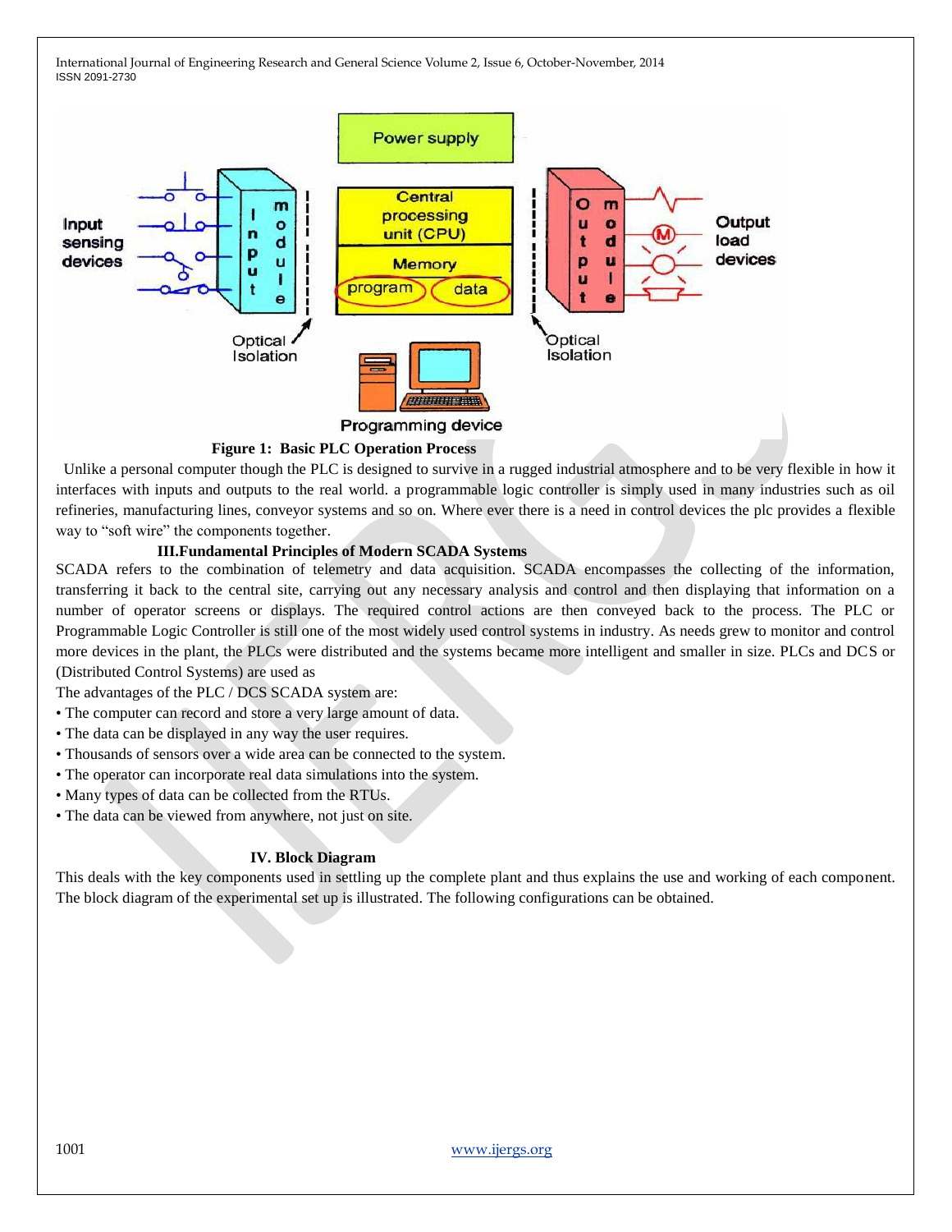**Figure 1: Basic PLC Operation Process**

Unlike a personal computer though the PLC is designed to survive in a rugged industrial atmosphere and to be very flexible in how it interfaces with inputs and outputs to the real world. a programmable logic controller is simply used in many industries such as oil refineries, manufacturing lines, conveyor systems and so on. Where ever there is a need in control devices the plc provides a flexible way to "soft wire" the components together.

## III.Fundamental Principles of Modern SCADA Systems

SCADA refers to the combination of telemetry and data acquisition. SCADA encompasses the collecting of the information, transferring it back to the central site, carrying out any necessary analysis and control and then displaying that information on a number of operator screens or displays. The required control actions are then conveyed back to the process. The PLC or Programmable Logic Controller is still one of the most widely used control systems in industry. As needs grew to monitor and control more devices in the plant, the PLCs were distributed and the systems became more intelligent and smaller in size. PLCs and DCS or (Distributed Control Systems) are used as

The advantages of the PLC / DCS SCADA system are:

- The computer can record and store a very large amount of data.
- The data can be displayed in any way the user requires.
- Thousands of sensors over a wide area can be connected to the system.
- The operator can incorporate real data simulations into the system.
- Many types of data can be collected from the RTUs.
- The data can be viewed from anywhere, not just on site.

## IV. Block Diagram

This deals with the key components used in settling up the complete plant and thus explains the use and working of each component. The block diagram of the experimental set up is illustrated. The following configurations can be obtained.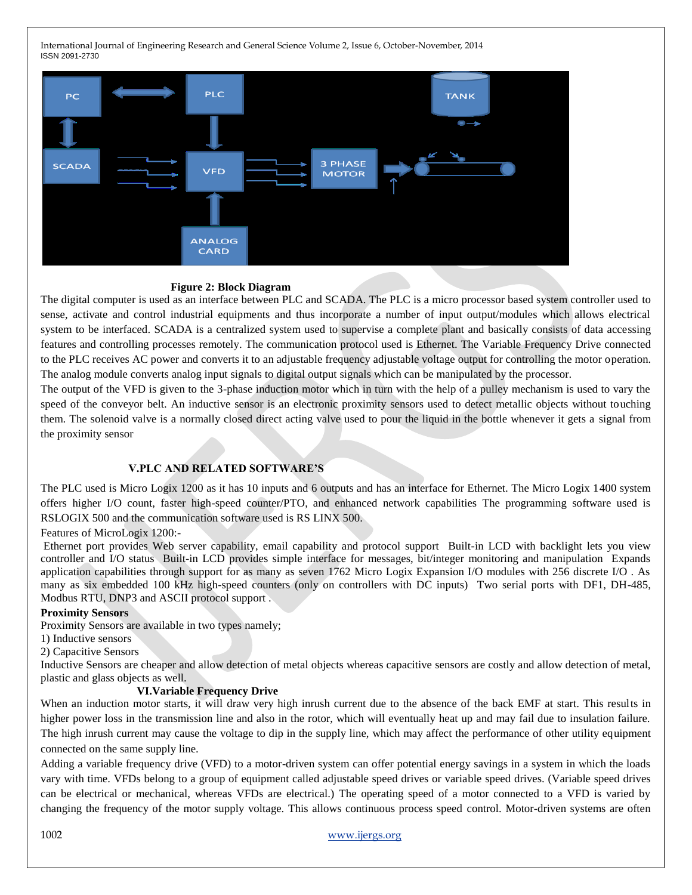**Figure 2: Block Diagram**

The digital computer is used as an interface between PLC and SCADA. The PLC is a micro processor based system controller used to sense, activate and control industrial equipments and thus incorporate a number of input output/modules which allows electrical system to be interfaced. SCADA is a centralized system used to supervise a complete plant and basically consists of data accessing features and controlling processes remotely. The communication protocol used is Ethernet. The Variable Frequency Drive connected to the PLC receives AC power and converts it to an adjustable frequency adjustable voltage output for controlling the motor operation. The analog module converts analog input signals to digital output signals which can be manipulated by the processor.

The output of the VFD is given to the 3-phase induction motor which in turn with the help of a pulley mechanism is used to vary the speed of the conveyor belt. An inductive sensor is an electronic proximity sensors used to detect metallic objects without touching them. The solenoid valve is a normally closed direct acting valve used to pour the liquid in the bottle whenever it gets a signal from the proximity sensor

## V.PLC AND RELATED SOFTWARE'S

The PLC used is Micro Logix 1200 as it has 10 inputs and 6 outputs and has an interface for Ethernet. The Micro Logix 1400 system offers higher I/O count, faster high-speed counter/PTO, and enhanced network capabilities The programming software used is RSLOGIX 500 and the communication software used is RS LINX 500.

Features of MicroLogix 1200:-

Ethernet port provides Web server capability, email capability and protocol support Built-in LCD with backlight lets you view controller and I/O status Built-in LCD provides simple interface for messages, bit/integer monitoring and manipulation Expands application capabilities through support for as many as seven 1762 Micro Logix Expansion I/O modules with 256 discrete I/O . As many as six embedded 100 kHz high-speed counters (only on controllers with DC inputs) Two serial ports with DF1, DH-485, Modbus RTU, DNP3 and ASCII protocol support .

**Proximity Sensors**

Proximity Sensors are available in two types namely;

1) Inductive sensors
2) Capacitive Sensors

Inductive Sensors are cheaper and allow detection of metal objects whereas capacitive sensors are costly and allow detection of metal, plastic and glass objects as well.

## VI.Variable Frequency Drive

When an induction motor starts, it will draw very high inrush current due to the absence of the back EMF at start. This results in higher power loss in the transmission line and also in the rotor, which will eventually heat up and may fail due to insulation failure. The high inrush current may cause the voltage to dip in the supply line, which may affect the performance of other utility equipment connected on the same supply line.

Adding a variable frequency drive (VFD) to a motor-driven system can offer potential energy savings in a system in which the loads vary with time. VFDs belong to a group of equipment called adjustable speed drives or variable speed drives. (Variable speed drives can be electrical or mechanical, whereas VFDs are electrical.) The operating speed of a motor connected to a VFD is varied by changing the frequency of the motor supply voltage. This allows continuous process speed control. Motor-driven systems are often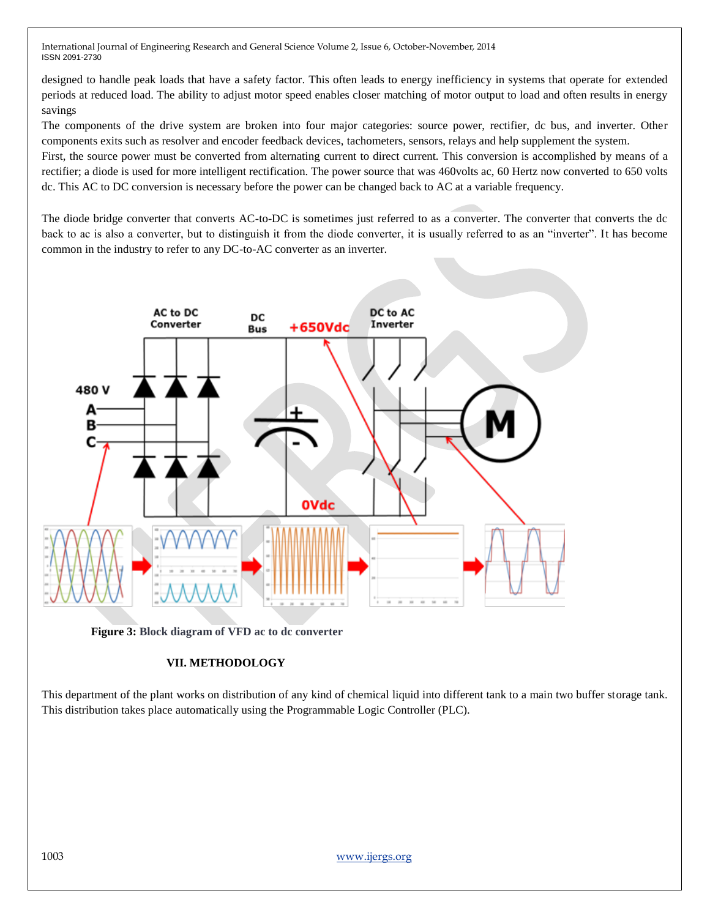designed to handle peak loads that have a safety factor. This often leads to energy inefficiency in systems that operate for extended periods at reduced load. The ability to adjust motor speed enables closer matching of motor output to load and often results in energy savings

The components of the drive system are broken into four major categories: source power, rectifier, dc bus, and inverter. Other components exits such as resolver and encoder feedback devices, tachometers, sensors, relays and help supplement the system.

First, the source power must be converted from alternating current to direct current. This conversion is accomplished by means of a rectifier; a diode is used for more intelligent rectification. The power source that was 460volts ac, 60 Hertz now converted to 650 volts dc. This AC to DC conversion is necessary before the power can be changed back to AC at a variable frequency.

The diode bridge converter that converts AC-to-DC is sometimes just referred to as a converter. The converter that converts the dc back to ac is also a converter, but to distinguish it from the diode converter, it is usually referred to as an "inverter". It has become common in the industry to refer to any DC-to-AC converter as an inverter.

**Figure 3:** Block diagram of VFD ac to dc converter

### VII. METHODOLOGY

This department of the plant works on distribution of any kind of chemical liquid into different tank to a main two buffer storage tank. This distribution takes place automatically using the Programmable Logic Controller (PLC).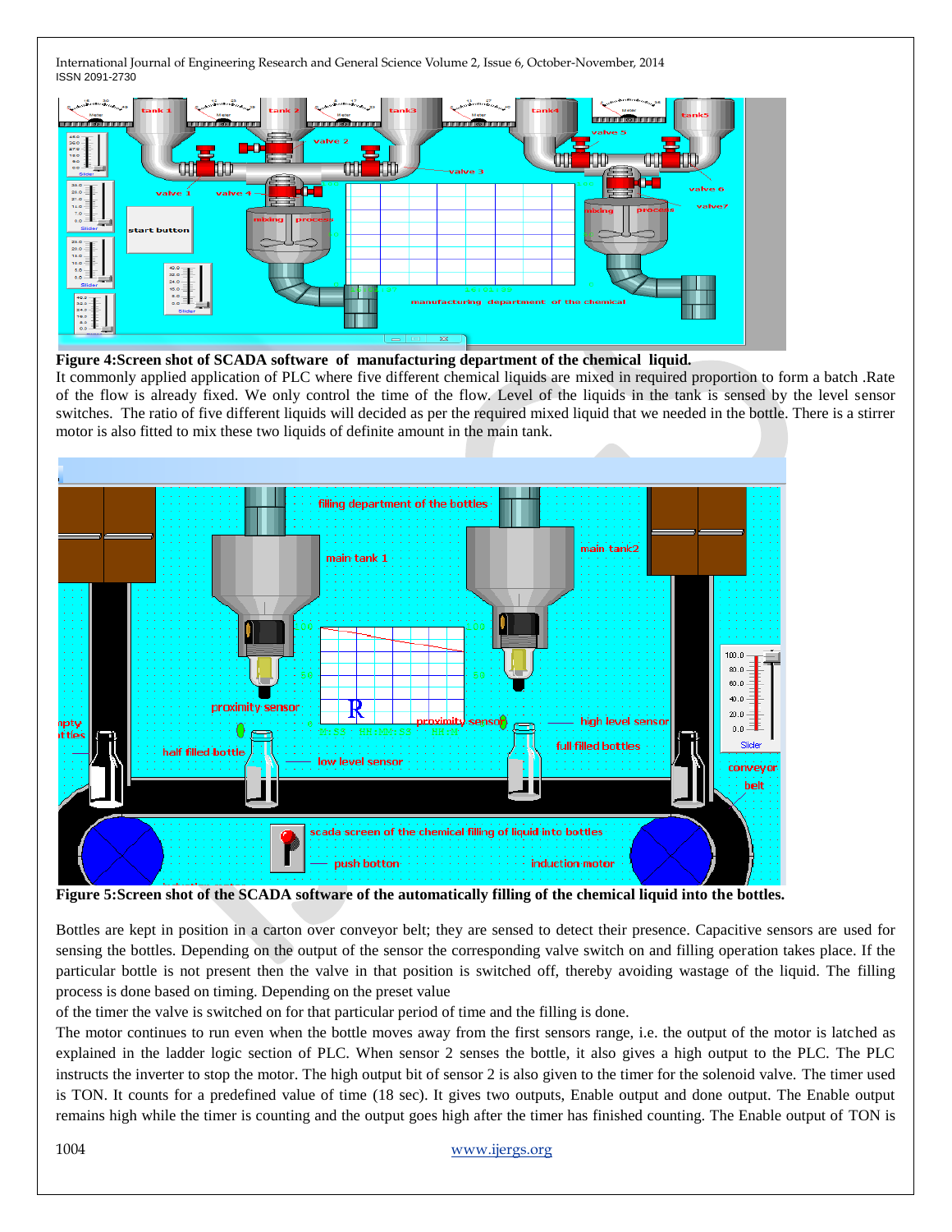**Figure 4:Screen shot of SCADA software of manufacturing department of the chemical liquid.**

It commonly applied application of PLC where five different chemical liquids are mixed in required proportion to form a batch .Rate of the flow is already fixed. We only control the time of the flow. Level of the liquids in the tank is sensed by the level sensor switches. The ratio of five different liquids will decided as per the required mixed liquid that we needed in the bottle. There is a stirrer motor is also fitted to mix these two liquids of definite amount in the main tank.

**Figure 5:Screen shot of the SCADA software of the automatically filling of the chemical liquid into the bottles.**

Bottles are kept in position in a carton over conveyor belt; they are sensed to detect their presence. Capacitive sensors are used for sensing the bottles. Depending on the output of the sensor the corresponding valve switch on and filling operation takes place. If the particular bottle is not present then the valve in that position is switched off, thereby avoiding wastage of the liquid. The filling process is done based on timing. Depending on the preset value of the timer the valve is switched on for that particular period of time and the filling is done.

The motor continues to run even when the bottle moves away from the first sensors range, i.e. the output of the motor is latched as explained in the ladder logic section of PLC. When sensor 2 senses the bottle, it also gives a high output to the PLC. The PLC instructs the inverter to stop the motor. The high output bit of sensor 2 is also given to the timer for the solenoid valve. The timer used is TON. It counts for a predefined value of time (18 sec). It gives two outputs, Enable output and done output. The Enable output remains high while the timer is counting and the output goes high after the timer has finished counting. The Enable output of TON is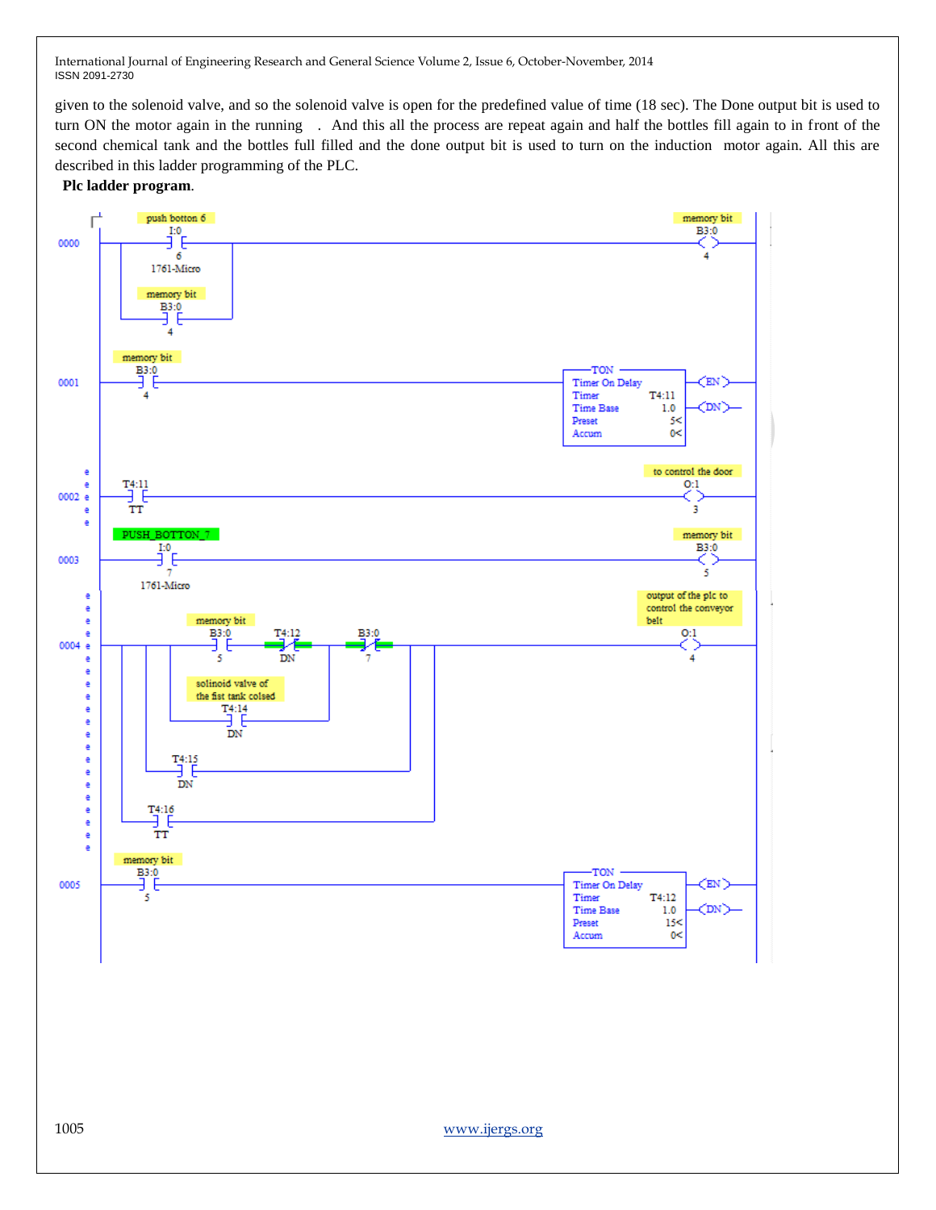given to the solenoid valve, and so the solenoid valve is open for the predefined value of time (18 sec). The Done output bit is used to turn ON the motor again in the running . And this all the process are repeat again and half the bottles fill again to in front of the second chemical tank and the bottles full filled and the done output bit is used to turn on the induction motor again. All this are described in this ladder programming of the PLC.

**Plc ladder program**.

```
0000  push botton 6 I:0/6 (1761-Micro)                                  memory bit B3:0/4 ( )
      || memory bit B3:0/4

0001  memory bit B3:0/4                                                 TON Timer On Delay
                                                                        Timer T4:11
                                                                        Time Base 1.0
                                                                        Preset 5<
                                                                        Accum 0<          (EN) (DN)

0002  T4:11 TT                                                          to control the door O:1/3 ( )

0003  PUSH_BOTTON_7 I:0/7 (1761-Micro)                                  memory bit B3:0/5 ( )

0004  memory bit B3:0/5   T4:12 DN (NC)   B3:0/7 (NC)                   output of the plc to control the conveyor belt O:1/4 ( )
      || solinoid valve of the fist tank colsed T4:14 DN
      || T4:15 DN
      || T4:16 TT

0005  memory bit B3:0/5                                                 TON Timer On Delay
                                                                        Timer T4:12
                                                                        Time Base 1.0
                                                                        Preset 15<
                                                                        Accum 0<          (EN) (DN)
```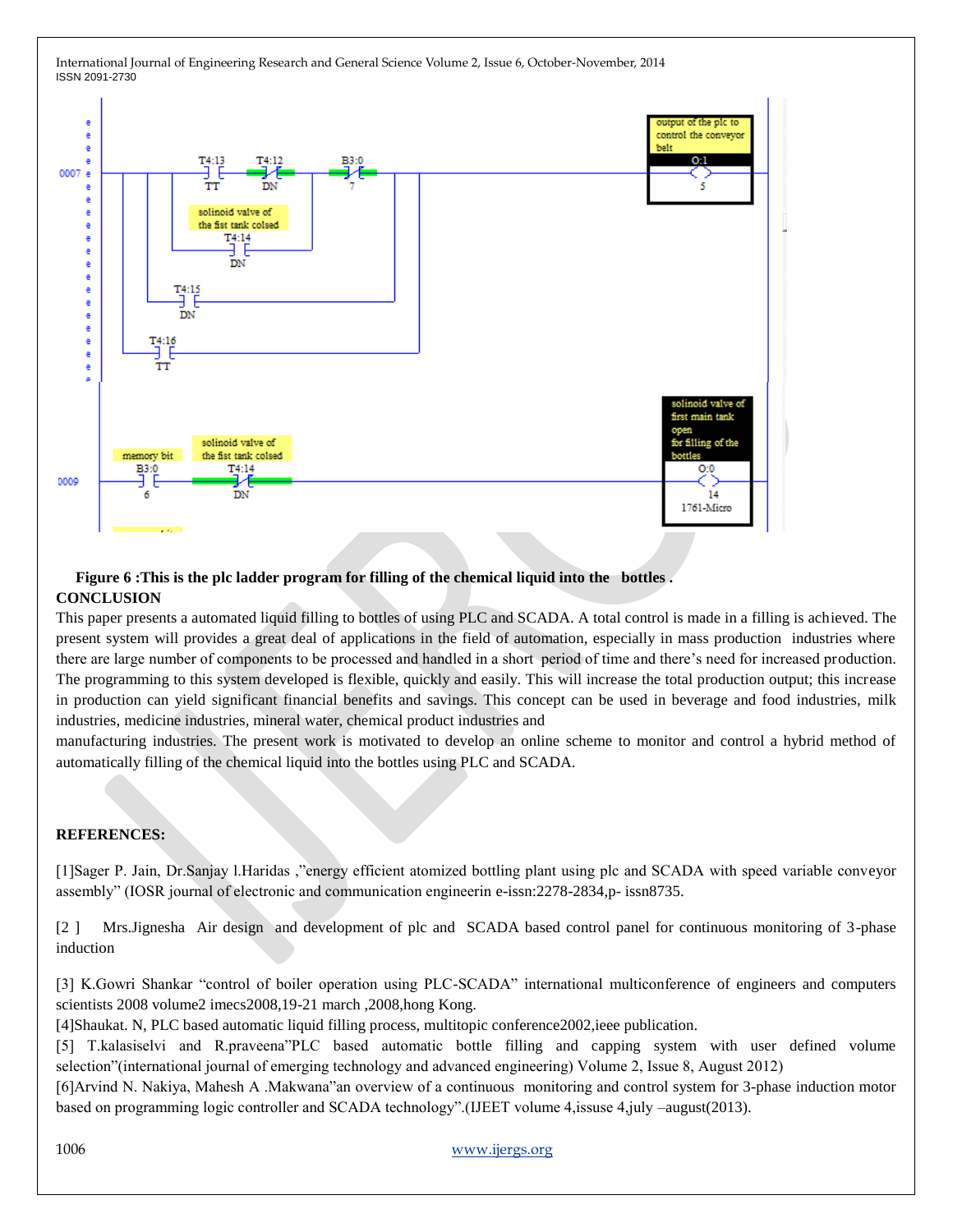**Figure 6 :This is the plc ladder program for filling of the chemical liquid into the bottles .**

**CONCLUSION**

This paper presents a automated liquid filling to bottles of using PLC and SCADA. A total control is made in a filling is achieved. The present system will provides a great deal of applications in the field of automation, especially in mass production industries where there are large number of components to be processed and handled in a short period of time and there's need for increased production. The programming to this system developed is flexible, quickly and easily. This will increase the total production output; this increase in production can yield significant financial benefits and savings. This concept can be used in beverage and food industries, milk industries, medicine industries, mineral water, chemical product industries and manufacturing industries. The present work is motivated to develop an online scheme to monitor and control a hybrid method of automatically filling of the chemical liquid into the bottles using PLC and SCADA.

**REFERENCES:**

[1]Sager P. Jain, Dr.Sanjay l.Haridas ,"energy efficient atomized bottling plant using plc and SCADA with speed variable conveyor assembly" (IOSR journal of electronic and communication engineerin e-issn:2278-2834,p- issn8735.

[2 ] Mrs.Jignesha Air design and development of plc and SCADA based control panel for continuous monitoring of 3-phase induction

[3] K.Gowri Shankar "control of boiler operation using PLC-SCADA" international multiconference of engineers and computers scientists 2008 volume2 imecs2008,19-21 march ,2008,hong Kong.

[4]Shaukat. N, PLC based automatic liquid filling process, multitopic conference2002,ieee publication.

[5] T.kalasiselvi and R.praveena"PLC based automatic bottle filling and capping system with user defined volume selection"(international journal of emerging technology and advanced engineering) Volume 2, Issue 8, August 2012)

[6]Arvind N. Nakiya, Mahesh A .Makwana"an overview of a continuous monitoring and control system for 3-phase induction motor based on programming logic controller and SCADA technology".(IJEET volume 4,issuse 4,july –august(2013).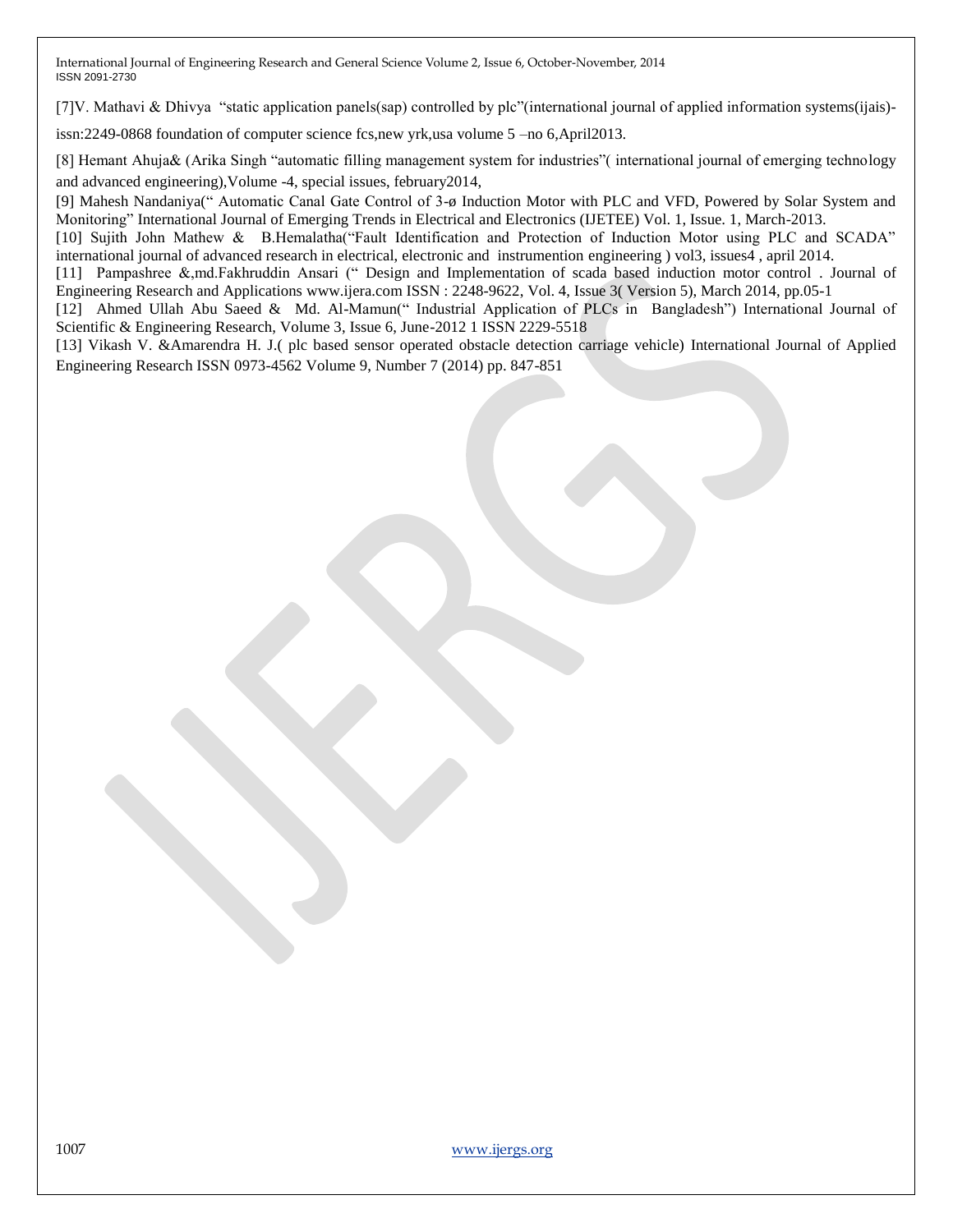[7]V. Mathavi & Dhivya "static application panels(sap) controlled by plc"(international journal of applied information systems(ijais)-issn:2249-0868 foundation of computer science fcs,new yrk,usa volume 5 –no 6,April2013.

[8] Hemant Ahuja& (Arika Singh "automatic filling management system for industries"( international journal of emerging technology and advanced engineering),Volume -4, special issues, february2014,

[9] Mahesh Nandaniya(" Automatic Canal Gate Control of 3-ø Induction Motor with PLC and VFD, Powered by Solar System and Monitoring" International Journal of Emerging Trends in Electrical and Electronics (IJETEE) Vol. 1, Issue. 1, March-2013.

[10] Sujith John Mathew & B.Hemalatha("Fault Identification and Protection of Induction Motor using PLC and SCADA" international journal of advanced research in electrical, electronic and instrumention engineering ) vol3, issues4 , april 2014.

[11] Pampashree &,md.Fakhruddin Ansari (" Design and Implementation of scada based induction motor control . Journal of Engineering Research and Applications www.ijera.com ISSN : 2248-9622, Vol. 4, Issue 3( Version 5), March 2014, pp.05-1

[12] Ahmed Ullah Abu Saeed & Md. Al-Mamun(" Industrial Application of PLCs in Bangladesh") International Journal of Scientific & Engineering Research, Volume 3, Issue 6, June-2012 1 ISSN 2229-5518

[13] Vikash V. &Amarendra H. J.( plc based sensor operated obstacle detection carriage vehicle) International Journal of Applied Engineering Research ISSN 0973-4562 Volume 9, Number 7 (2014) pp. 847-851